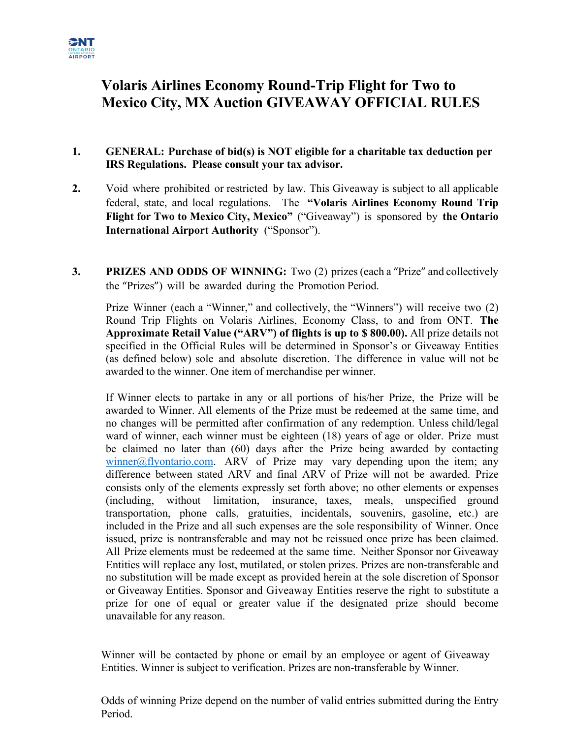# Volaris Airlines Economy Round-Trip Flight for Two to Mexico City, MX Auction GIVEAWAY OFFICIAL RULES

1. **GENERAL: Purchase of bid(s) is NOT eligible for a charitable tax deduction per IRS Regulations. Please consult your tax advisor.**

2. Void where prohibited or restricted by law. This Giveaway is subject to all applicable federal, state, and local regulations. The **"Volaris Airlines Economy Round Trip Flight for Two to Mexico City, Mexico"** ("Giveaway") is sponsored by **the Ontario International Airport Authority** ("Sponsor").

3. **PRIZES AND ODDS OF WINNING:** Two (2) prizes (each a "Prize" and collectively the "Prizes") will be awarded during the Promotion Period.

   Prize Winner (each a "Winner," and collectively, the "Winners") will receive two (2) Round Trip Flights on Volaris Airlines, Economy Class, to and from ONT. **The Approximate Retail Value ("ARV") of flights is up to $ 800.00).** All prize details not specified in the Official Rules will be determined in Sponsor's or Giveaway Entities (as defined below) sole and absolute discretion. The difference in value will not be awarded to the winner. One item of merchandise per winner.

   If Winner elects to partake in any or all portions of his/her Prize, the Prize will be awarded to Winner. All elements of the Prize must be redeemed at the same time, and no changes will be permitted after confirmation of any redemption. Unless child/legal ward of winner, each winner must be eighteen (18) years of age or older. Prize must be claimed no later than (60) days after the Prize being awarded by contacting [winner@flyontario.com](mailto:winner@flyontario.com). ARV of Prize may vary depending upon the item; any difference between stated ARV and final ARV of Prize will not be awarded. Prize consists only of the elements expressly set forth above; no other elements or expenses (including, without limitation, insurance, taxes, meals, unspecified ground transportation, phone calls, gratuities, incidentals, souvenirs, gasoline, etc.) are included in the Prize and all such expenses are the sole responsibility of Winner. Once issued, prize is nontransferable and may not be reissued once prize has been claimed. All Prize elements must be redeemed at the same time. Neither Sponsor nor Giveaway Entities will replace any lost, mutilated, or stolen prizes. Prizes are non-transferable and no substitution will be made except as provided herein at the sole discretion of Sponsor or Giveaway Entities. Sponsor and Giveaway Entities reserve the right to substitute a prize for one of equal or greater value if the designated prize should become unavailable for any reason.

Winner will be contacted by phone or email by an employee or agent of Giveaway Entities. Winner is subject to verification. Prizes are non-transferable by Winner.

Odds of winning Prize depend on the number of valid entries submitted during the Entry Period.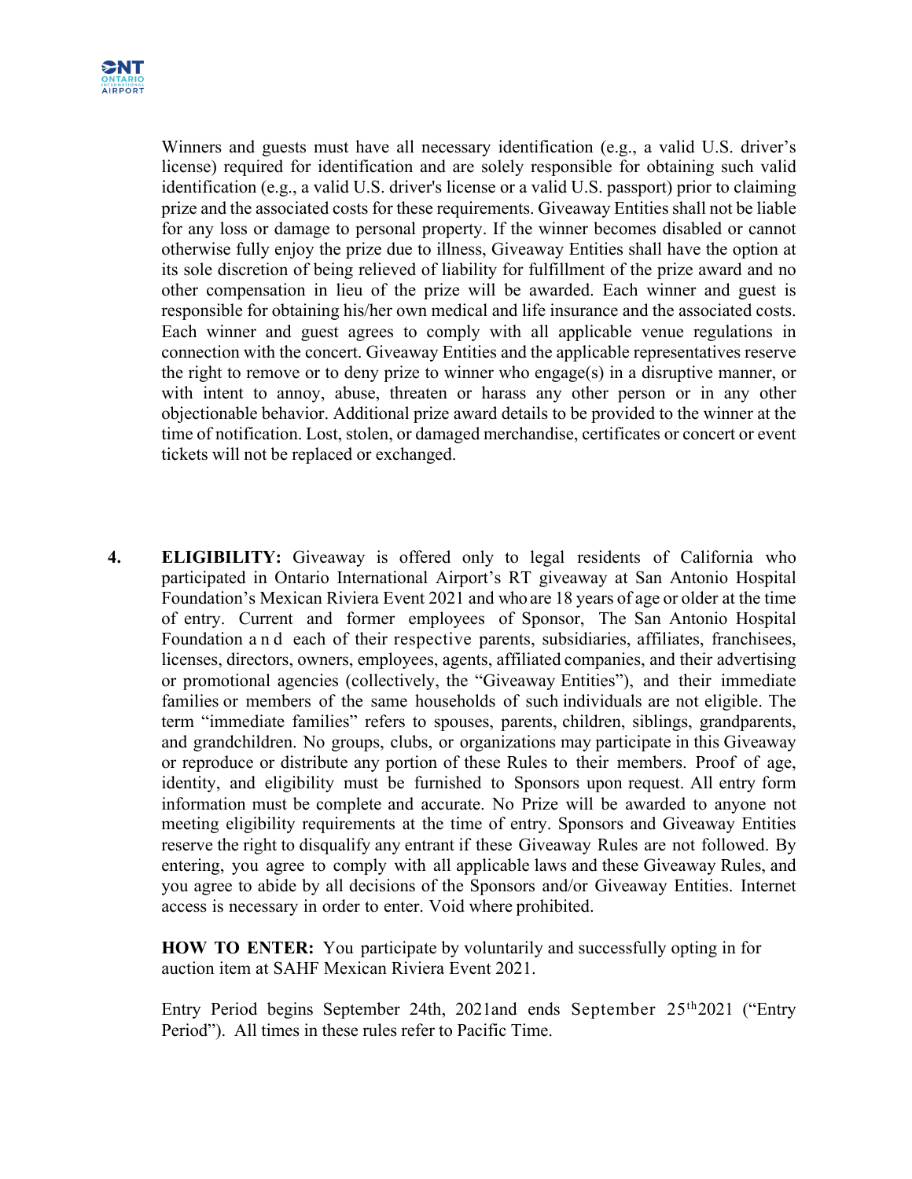Winners and guests must have all necessary identification (e.g., a valid U.S. driver's license) required for identification and are solely responsible for obtaining such valid identification (e.g., a valid U.S. driver's license or a valid U.S. passport) prior to claiming prize and the associated costs for these requirements. Giveaway Entities shall not be liable for any loss or damage to personal property. If the winner becomes disabled or cannot otherwise fully enjoy the prize due to illness, Giveaway Entities shall have the option at its sole discretion of being relieved of liability for fulfillment of the prize award and no other compensation in lieu of the prize will be awarded. Each winner and guest is responsible for obtaining his/her own medical and life insurance and the associated costs. Each winner and guest agrees to comply with all applicable venue regulations in connection with the concert. Giveaway Entities and the applicable representatives reserve the right to remove or to deny prize to winner who engage(s) in a disruptive manner, or with intent to annoy, abuse, threaten or harass any other person or in any other objectionable behavior. Additional prize award details to be provided to the winner at the time of notification. Lost, stolen, or damaged merchandise, certificates or concert or event tickets will not be replaced or exchanged.

4. **ELIGIBILITY:** Giveaway is offered only to legal residents of California who participated in Ontario International Airport's RT giveaway at San Antonio Hospital Foundation's Mexican Riviera Event 2021 and who are 18 years of age or older at the time of entry. Current and former employees of Sponsor, The San Antonio Hospital Foundation and each of their respective parents, subsidiaries, affiliates, franchisees, licenses, directors, owners, employees, agents, affiliated companies, and their advertising or promotional agencies (collectively, the "Giveaway Entities"), and their immediate families or members of the same households of such individuals are not eligible. The term "immediate families" refers to spouses, parents, children, siblings, grandparents, and grandchildren. No groups, clubs, or organizations may participate in this Giveaway or reproduce or distribute any portion of these Rules to their members. Proof of age, identity, and eligibility must be furnished to Sponsors upon request. All entry form information must be complete and accurate. No Prize will be awarded to anyone not meeting eligibility requirements at the time of entry. Sponsors and Giveaway Entities reserve the right to disqualify any entrant if these Giveaway Rules are not followed. By entering, you agree to comply with all applicable laws and these Giveaway Rules, and you agree to abide by all decisions of the Sponsors and/or Giveaway Entities. Internet access is necessary in order to enter. Void where prohibited.

   **HOW TO ENTER:** You participate by voluntarily and successfully opting in for auction item at SAHF Mexican Riviera Event 2021.

   Entry Period begins September 24th, 2021and ends September 25th 2021 ("Entry Period"). All times in these rules refer to Pacific Time.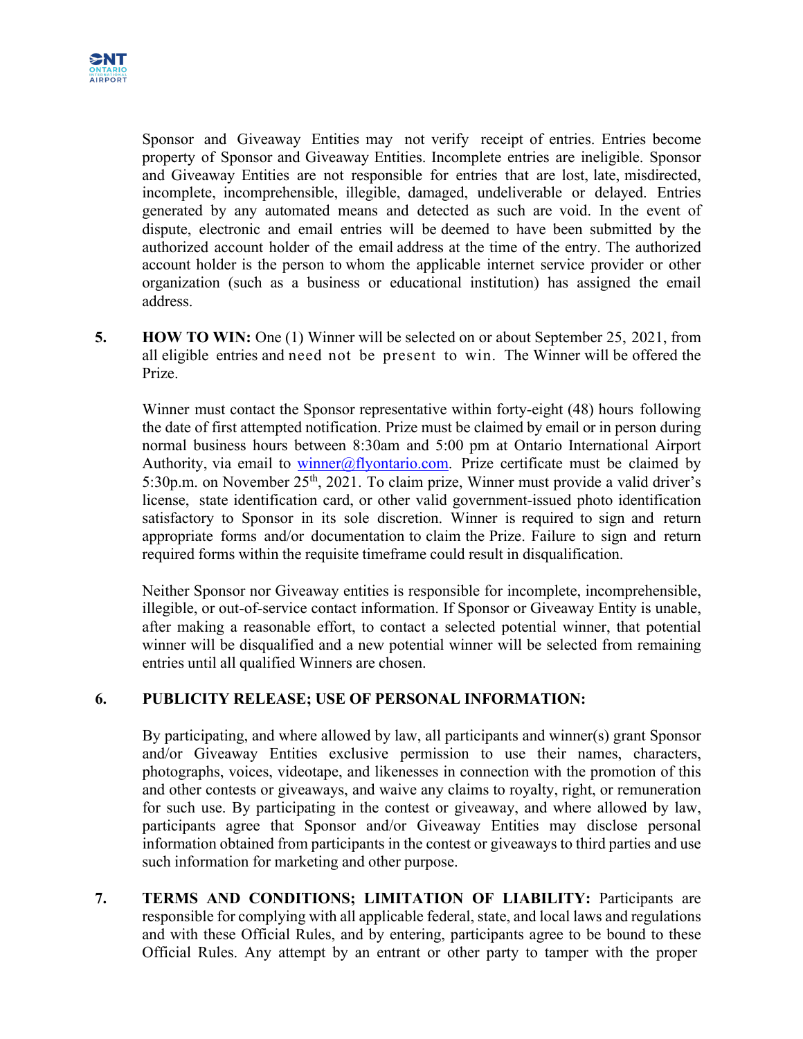Sponsor and Giveaway Entities may not verify receipt of entries. Entries become property of Sponsor and Giveaway Entities. Incomplete entries are ineligible. Sponsor and Giveaway Entities are not responsible for entries that are lost, late, misdirected, incomplete, incomprehensible, illegible, damaged, undeliverable or delayed. Entries generated by any automated means and detected as such are void. In the event of dispute, electronic and email entries will be deemed to have been submitted by the authorized account holder of the email address at the time of the entry. The authorized account holder is the person to whom the applicable internet service provider or other organization (such as a business or educational institution) has assigned the email address.

5. **HOW TO WIN:** One (1) Winner will be selected on or about September 25, 2021, from all eligible entries and need not be present to win. The Winner will be offered the Prize.

   Winner must contact the Sponsor representative within forty-eight (48) hours following the date of first attempted notification. Prize must be claimed by email or in person during normal business hours between 8:30am and 5:00 pm at Ontario International Airport Authority, via email to winner@flyontario.com. Prize certificate must be claimed by 5:30p.m. on November 25th, 2021. To claim prize, Winner must provide a valid driver's license, state identification card, or other valid government-issued photo identification satisfactory to Sponsor in its sole discretion. Winner is required to sign and return appropriate forms and/or documentation to claim the Prize. Failure to sign and return required forms within the requisite timeframe could result in disqualification.

   Neither Sponsor nor Giveaway entities is responsible for incomplete, incomprehensible, illegible, or out-of-service contact information. If Sponsor or Giveaway Entity is unable, after making a reasonable effort, to contact a selected potential winner, that potential winner will be disqualified and a new potential winner will be selected from remaining entries until all qualified Winners are chosen.

6. **PUBLICITY RELEASE; USE OF PERSONAL INFORMATION:**

   By participating, and where allowed by law, all participants and winner(s) grant Sponsor and/or Giveaway Entities exclusive permission to use their names, characters, photographs, voices, videotape, and likenesses in connection with the promotion of this and other contests or giveaways, and waive any claims to royalty, right, or remuneration for such use. By participating in the contest or giveaway, and where allowed by law, participants agree that Sponsor and/or Giveaway Entities may disclose personal information obtained from participants in the contest or giveaways to third parties and use such information for marketing and other purpose.

7. **TERMS AND CONDITIONS; LIMITATION OF LIABILITY:** Participants are responsible for complying with all applicable federal, state, and local laws and regulations and with these Official Rules, and by entering, participants agree to be bound to these Official Rules. Any attempt by an entrant or other party to tamper with the proper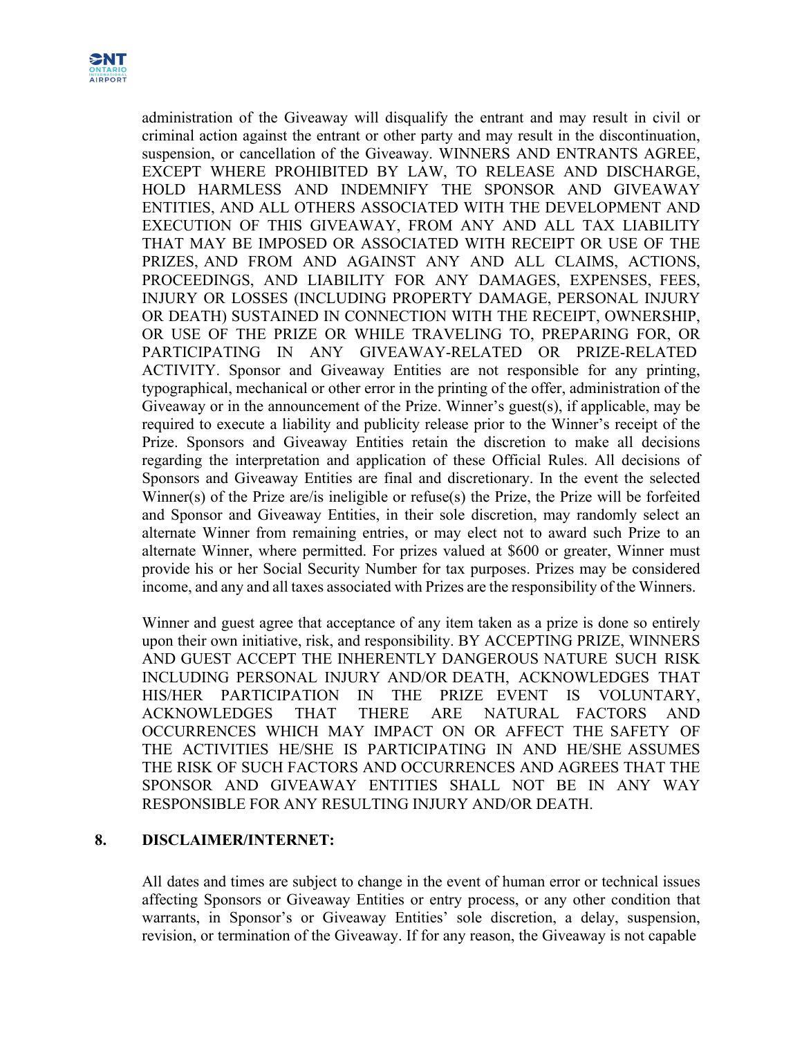administration of the Giveaway will disqualify the entrant and may result in civil or criminal action against the entrant or other party and may result in the discontinuation, suspension, or cancellation of the Giveaway. WINNERS AND ENTRANTS AGREE, EXCEPT WHERE PROHIBITED BY LAW, TO RELEASE AND DISCHARGE, HOLD HARMLESS AND INDEMNIFY THE SPONSOR AND GIVEAWAY ENTITIES, AND ALL OTHERS ASSOCIATED WITH THE DEVELOPMENT AND EXECUTION OF THIS GIVEAWAY, FROM ANY AND ALL TAX LIABILITY THAT MAY BE IMPOSED OR ASSOCIATED WITH RECEIPT OR USE OF THE PRIZES, AND FROM AND AGAINST ANY AND ALL CLAIMS, ACTIONS, PROCEEDINGS, AND LIABILITY FOR ANY DAMAGES, EXPENSES, FEES, INJURY OR LOSSES (INCLUDING PROPERTY DAMAGE, PERSONAL INJURY OR DEATH) SUSTAINED IN CONNECTION WITH THE RECEIPT, OWNERSHIP, OR USE OF THE PRIZE OR WHILE TRAVELING TO, PREPARING FOR, OR PARTICIPATING IN ANY GIVEAWAY-RELATED OR PRIZE-RELATED ACTIVITY. Sponsor and Giveaway Entities are not responsible for any printing, typographical, mechanical or other error in the printing of the offer, administration of the Giveaway or in the announcement of the Prize. Winner's guest(s), if applicable, may be required to execute a liability and publicity release prior to the Winner's receipt of the Prize. Sponsors and Giveaway Entities retain the discretion to make all decisions regarding the interpretation and application of these Official Rules. All decisions of Sponsors and Giveaway Entities are final and discretionary. In the event the selected Winner(s) of the Prize are/is ineligible or refuse(s) the Prize, the Prize will be forfeited and Sponsor and Giveaway Entities, in their sole discretion, may randomly select an alternate Winner from remaining entries, or may elect not to award such Prize to an alternate Winner, where permitted. For prizes valued at $600 or greater, Winner must provide his or her Social Security Number for tax purposes. Prizes may be considered income, and any and all taxes associated with Prizes are the responsibility of the Winners.

Winner and guest agree that acceptance of any item taken as a prize is done so entirely upon their own initiative, risk, and responsibility. BY ACCEPTING PRIZE, WINNERS AND GUEST ACCEPT THE INHERENTLY DANGEROUS NATURE SUCH RISK INCLUDING PERSONAL INJURY AND/OR DEATH, ACKNOWLEDGES THAT HIS/HER PARTICIPATION IN THE PRIZE EVENT IS VOLUNTARY, ACKNOWLEDGES THAT THERE ARE NATURAL FACTORS AND OCCURRENCES WHICH MAY IMPACT ON OR AFFECT THE SAFETY OF THE ACTIVITIES HE/SHE IS PARTICIPATING IN AND HE/SHE ASSUMES THE RISK OF SUCH FACTORS AND OCCURRENCES AND AGREES THAT THE SPONSOR AND GIVEAWAY ENTITIES SHALL NOT BE IN ANY WAY RESPONSIBLE FOR ANY RESULTING INJURY AND/OR DEATH.

## 8. DISCLAIMER/INTERNET:

All dates and times are subject to change in the event of human error or technical issues affecting Sponsors or Giveaway Entities or entry process, or any other condition that warrants, in Sponsor's or Giveaway Entities' sole discretion, a delay, suspension, revision, or termination of the Giveaway. If for any reason, the Giveaway is not capable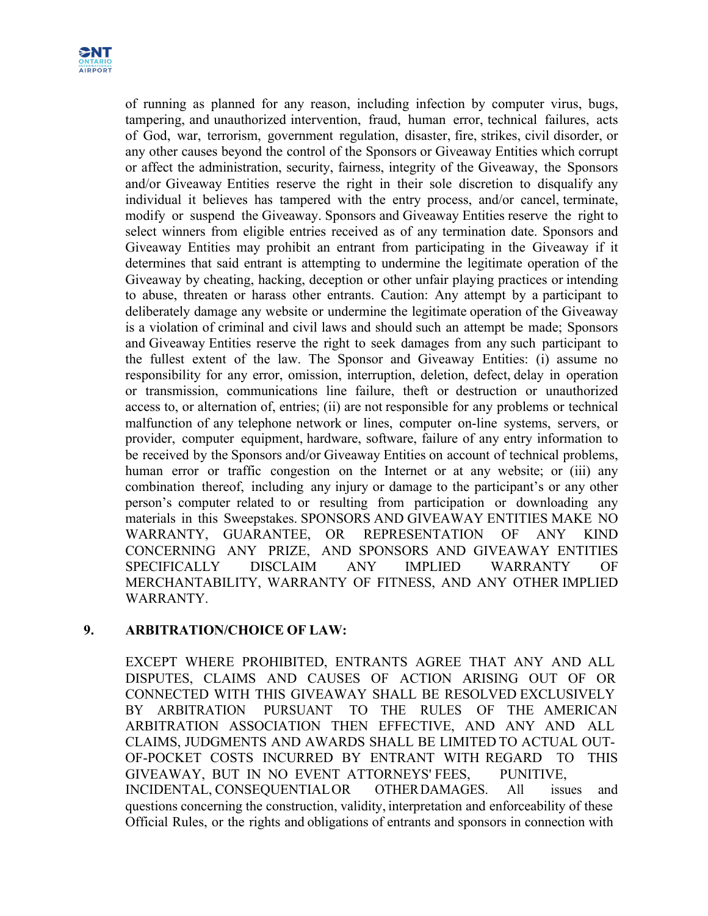of running as planned for any reason, including infection by computer virus, bugs, tampering, and unauthorized intervention, fraud, human error, technical failures, acts of God, war, terrorism, government regulation, disaster, fire, strikes, civil disorder, or any other causes beyond the control of the Sponsors or Giveaway Entities which corrupt or affect the administration, security, fairness, integrity of the Giveaway, the Sponsors and/or Giveaway Entities reserve the right in their sole discretion to disqualify any individual it believes has tampered with the entry process, and/or cancel, terminate, modify or suspend the Giveaway. Sponsors and Giveaway Entities reserve the right to select winners from eligible entries received as of any termination date. Sponsors and Giveaway Entities may prohibit an entrant from participating in the Giveaway if it determines that said entrant is attempting to undermine the legitimate operation of the Giveaway by cheating, hacking, deception or other unfair playing practices or intending to abuse, threaten or harass other entrants. Caution: Any attempt by a participant to deliberately damage any website or undermine the legitimate operation of the Giveaway is a violation of criminal and civil laws and should such an attempt be made; Sponsors and Giveaway Entities reserve the right to seek damages from any such participant to the fullest extent of the law. The Sponsor and Giveaway Entities: (i) assume no responsibility for any error, omission, interruption, deletion, defect, delay in operation or transmission, communications line failure, theft or destruction or unauthorized access to, or alternation of, entries; (ii) are not responsible for any problems or technical malfunction of any telephone network or lines, computer on-line systems, servers, or provider, computer equipment, hardware, software, failure of any entry information to be received by the Sponsors and/or Giveaway Entities on account of technical problems, human error or traffic congestion on the Internet or at any website; or (iii) any combination thereof, including any injury or damage to the participant's or any other person's computer related to or resulting from participation or downloading any materials in this Sweepstakes. SPONSORS AND GIVEAWAY ENTITIES MAKE NO WARRANTY, GUARANTEE, OR REPRESENTATION OF ANY KIND CONCERNING ANY PRIZE, AND SPONSORS AND GIVEAWAY ENTITIES SPECIFICALLY DISCLAIM ANY IMPLIED WARRANTY OF MERCHANTABILITY, WARRANTY OF FITNESS, AND ANY OTHER IMPLIED WARRANTY.

**9. ARBITRATION/CHOICE OF LAW:**

EXCEPT WHERE PROHIBITED, ENTRANTS AGREE THAT ANY AND ALL DISPUTES, CLAIMS AND CAUSES OF ACTION ARISING OUT OF OR CONNECTED WITH THIS GIVEAWAY SHALL BE RESOLVED EXCLUSIVELY BY ARBITRATION PURSUANT TO THE RULES OF THE AMERICAN ARBITRATION ASSOCIATION THEN EFFECTIVE, AND ANY AND ALL CLAIMS, JUDGMENTS AND AWARDS SHALL BE LIMITED TO ACTUAL OUT-OF-POCKET COSTS INCURRED BY ENTRANT WITH REGARD TO THIS GIVEAWAY, BUT IN NO EVENT ATTORNEYS' FEES, PUNITIVE, INCIDENTAL, CONSEQUENTIAL OR OTHER DAMAGES. All issues and questions concerning the construction, validity, interpretation and enforceability of these Official Rules, or the rights and obligations of entrants and sponsors in connection with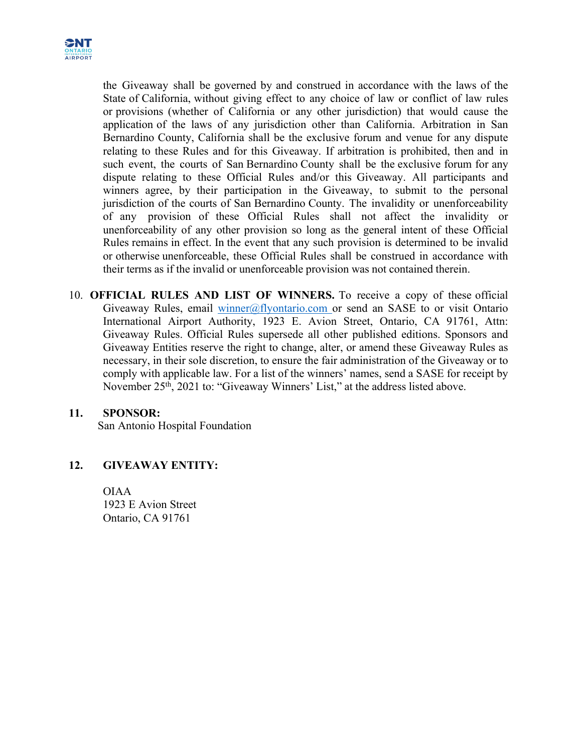the Giveaway shall be governed by and construed in accordance with the laws of the State of California, without giving effect to any choice of law or conflict of law rules or provisions (whether of California or any other jurisdiction) that would cause the application of the laws of any jurisdiction other than California. Arbitration in San Bernardino County, California shall be the exclusive forum and venue for any dispute relating to these Rules and for this Giveaway. If arbitration is prohibited, then and in such event, the courts of San Bernardino County shall be the exclusive forum for any dispute relating to these Official Rules and/or this Giveaway. All participants and winners agree, by their participation in the Giveaway, to submit to the personal jurisdiction of the courts of San Bernardino County. The invalidity or unenforceability of any provision of these Official Rules shall not affect the invalidity or unenforceability of any other provision so long as the general intent of these Official Rules remains in effect. In the event that any such provision is determined to be invalid or otherwise unenforceable, these Official Rules shall be construed in accordance with their terms as if the invalid or unenforceable provision was not contained therein.

10. **OFFICIAL RULES AND LIST OF WINNERS.** To receive a copy of these official Giveaway Rules, email winner@flyontario.com or send an SASE to or visit Ontario International Airport Authority, 1923 E. Avion Street, Ontario, CA 91761, Attn: Giveaway Rules. Official Rules supersede all other published editions. Sponsors and Giveaway Entities reserve the right to change, alter, or amend these Giveaway Rules as necessary, in their sole discretion, to ensure the fair administration of the Giveaway or to comply with applicable law. For a list of the winners' names, send a SASE for receipt by November 25th, 2021 to: "Giveaway Winners' List," at the address listed above.

11. **SPONSOR:**

San Antonio Hospital Foundation

12. **GIVEAWAY ENTITY:**

OIAA
1923 E Avion Street
Ontario, CA 91761